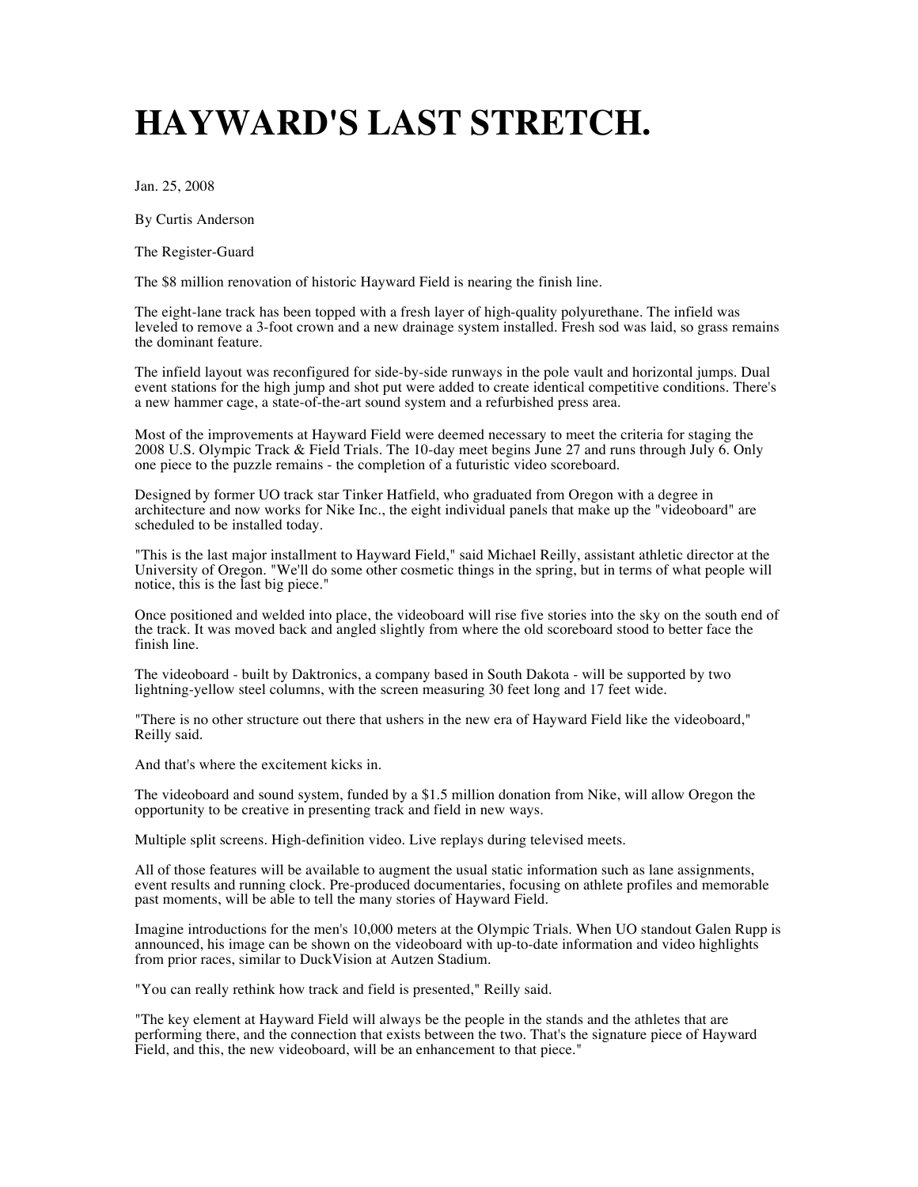# HAYWARD'S LAST STRETCH.

Jan. 25, 2008

By Curtis Anderson

The Register-Guard

The $8 million renovation of historic Hayward Field is nearing the finish line.

The eight-lane track has been topped with a fresh layer of high-quality polyurethane. The infield was leveled to remove a 3-foot crown and a new drainage system installed. Fresh sod was laid, so grass remains the dominant feature.

The infield layout was reconfigured for side-by-side runways in the pole vault and horizontal jumps. Dual event stations for the high jump and shot put were added to create identical competitive conditions. There's a new hammer cage, a state-of-the-art sound system and a refurbished press area.

Most of the improvements at Hayward Field were deemed necessary to meet the criteria for staging the 2008 U.S. Olympic Track & Field Trials. The 10-day meet begins June 27 and runs through July 6. Only one piece to the puzzle remains - the completion of a futuristic video scoreboard.

Designed by former UO track star Tinker Hatfield, who graduated from Oregon with a degree in architecture and now works for Nike Inc., the eight individual panels that make up the "videoboard" are scheduled to be installed today.

"This is the last major installment to Hayward Field," said Michael Reilly, assistant athletic director at the University of Oregon. "We'll do some other cosmetic things in the spring, but in terms of what people will notice, this is the last big piece."

Once positioned and welded into place, the videoboard will rise five stories into the sky on the south end of the track. It was moved back and angled slightly from where the old scoreboard stood to better face the finish line.

The videoboard - built by Daktronics, a company based in South Dakota - will be supported by two lightning-yellow steel columns, with the screen measuring 30 feet long and 17 feet wide.

"There is no other structure out there that ushers in the new era of Hayward Field like the videoboard," Reilly said.

And that's where the excitement kicks in.

The videoboard and sound system, funded by a $1.5 million donation from Nike, will allow Oregon the opportunity to be creative in presenting track and field in new ways.

Multiple split screens. High-definition video. Live replays during televised meets.

All of those features will be available to augment the usual static information such as lane assignments, event results and running clock. Pre-produced documentaries, focusing on athlete profiles and memorable past moments, will be able to tell the many stories of Hayward Field.

Imagine introductions for the men's 10,000 meters at the Olympic Trials. When UO standout Galen Rupp is announced, his image can be shown on the videoboard with up-to-date information and video highlights from prior races, similar to DuckVision at Autzen Stadium.

"You can really rethink how track and field is presented," Reilly said.

"The key element at Hayward Field will always be the people in the stands and the athletes that are performing there, and the connection that exists between the two. That's the signature piece of Hayward Field, and this, the new videoboard, will be an enhancement to that piece."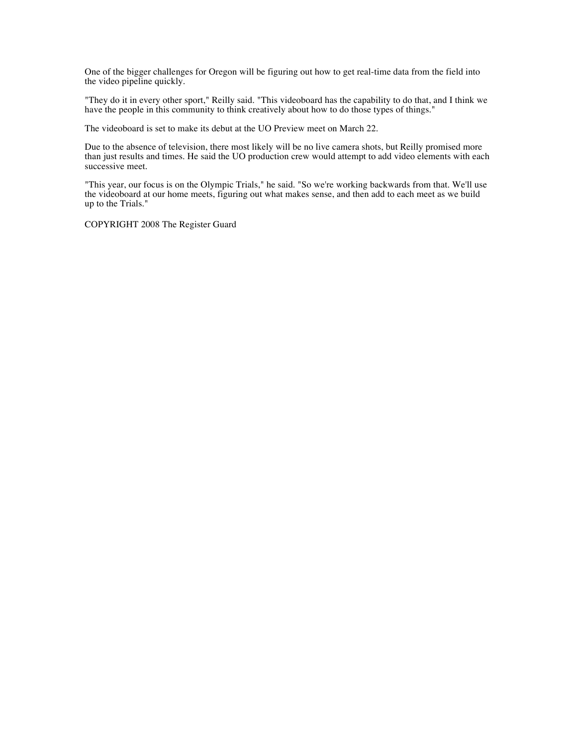One of the bigger challenges for Oregon will be figuring out how to get real-time data from the field into the video pipeline quickly.

"They do it in every other sport," Reilly said. "This videoboard has the capability to do that, and I think we have the people in this community to think creatively about how to do those types of things."

The videoboard is set to make its debut at the UO Preview meet on March 22.

Due to the absence of television, there most likely will be no live camera shots, but Reilly promised more than just results and times. He said the UO production crew would attempt to add video elements with each successive meet.

"This year, our focus is on the Olympic Trials," he said. "So we're working backwards from that. We'll use the videoboard at our home meets, figuring out what makes sense, and then add to each meet as we build up to the Trials."

COPYRIGHT 2008 The Register Guard